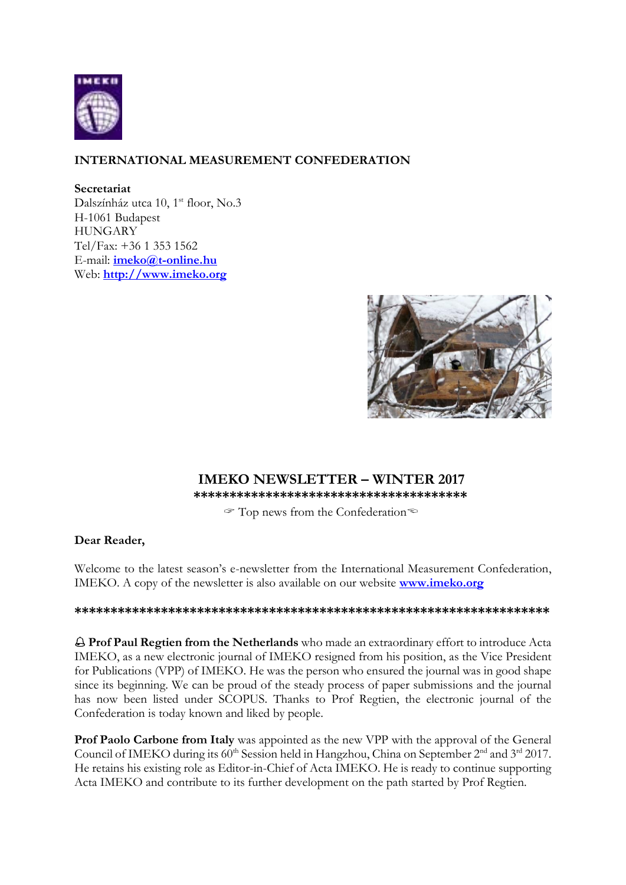**INTERNATIONAL MEASUREMENT CONFEDERATION**

**Secretariat**
Dalszínház utca 10, 1st floor, No.3
H-1061 Budapest
HUNGARY
Tel/Fax: +36 1 353 1562
E-mail: **imeko@t-online.hu**
Web: **http://www.imeko.org**

# IMEKO NEWSLETTER – WINTER 2017

**************************************

☞ Top news from the Confederation☜

**Dear Reader,**

Welcome to the latest season's e-newsletter from the International Measurement Confederation, IMEKO. A copy of the newsletter is also available on our website **www.imeko.org**

*****************************************************************

🕭 **Prof Paul Regtien from the Netherlands** who made an extraordinary effort to introduce Acta IMEKO, as a new electronic journal of IMEKO resigned from his position, as the Vice President for Publications (VPP) of IMEKO. He was the person who ensured the journal was in good shape since its beginning. We can be proud of the steady process of paper submissions and the journal has now been listed under SCOPUS. Thanks to Prof Regtien, the electronic journal of the Confederation is today known and liked by people.

**Prof Paolo Carbone from Italy** was appointed as the new VPP with the approval of the General Council of IMEKO during its 60th Session held in Hangzhou, China on September 2nd and 3rd 2017. He retains his existing role as Editor-in-Chief of Acta IMEKO. He is ready to continue supporting Acta IMEKO and contribute to its further development on the path started by Prof Regtien.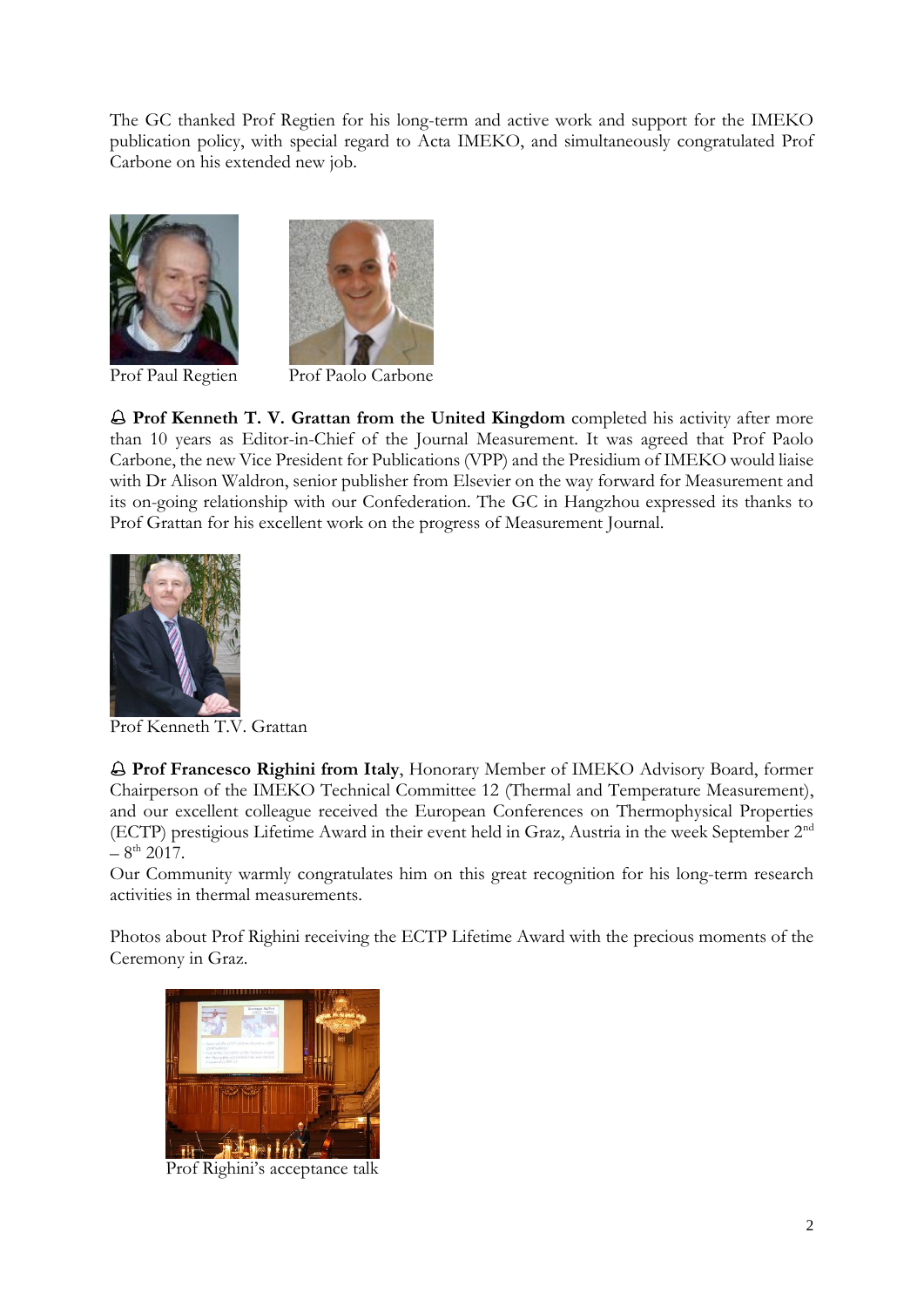The GC thanked Prof Regtien for his long-term and active work and support for the IMEKO publication policy, with special regard to Acta IMEKO, and simultaneously congratulated Prof Carbone on his extended new job.

Prof Paul Regtien

Prof Paolo Carbone

🔔 **Prof Kenneth T. V. Grattan from the United Kingdom** completed his activity after more than 10 years as Editor-in-Chief of the Journal Measurement. It was agreed that Prof Paolo Carbone, the new Vice President for Publications (VPP) and the Presidium of IMEKO would liaise with Dr Alison Waldron, senior publisher from Elsevier on the way forward for Measurement and its on-going relationship with our Confederation. The GC in Hangzhou expressed its thanks to Prof Grattan for his excellent work on the progress of Measurement Journal.

Prof Kenneth T.V. Grattan

🔔 **Prof Francesco Righini from Italy**, Honorary Member of IMEKO Advisory Board, former Chairperson of the IMEKO Technical Committee 12 (Thermal and Temperature Measurement), and our excellent colleague received the European Conferences on Thermophysical Properties (ECTP) prestigious Lifetime Award in their event held in Graz, Austria in the week September 2nd – 8th 2017.

Our Community warmly congratulates him on this great recognition for his long-term research activities in thermal measurements.

Photos about Prof Righini receiving the ECTP Lifetime Award with the precious moments of the Ceremony in Graz.

Prof Righini's acceptance talk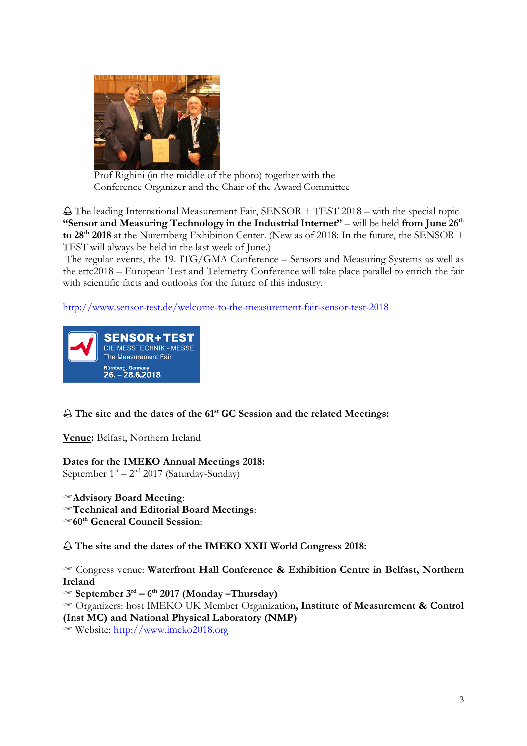Prof Righini (in the middle of the photo) together with the Conference Organizer and the Chair of the Award Committee

🕭 The leading International Measurement Fair, SENSOR + TEST 2018 – with the special topic **"Sensor and Measuring Technology in the Industrial Internet"** – will be held **from June 26th to 28th 2018** at the Nuremberg Exhibition Center. (New as of 2018: In the future, the SENSOR + TEST will always be held in the last week of June.)

The regular events, the 19. ITG/GMA Conference – Sensors and Measuring Systems as well as the ettc2018 – European Test and Telemetry Conference will take place parallel to enrich the fair with scientific facts and outlooks for the future of this industry.

http://www.sensor-test.de/welcome-to-the-measurement-fair-sensor-test-2018

SENSOR+TEST
DIE MESSTECHNIK - MESSE
The Measurement Fair
Nürnberg, Germany
26. – 28.6.2018

🕭 **The site and the dates of the 61st GC Session and the related Meetings:**

**Venue:** Belfast, Northern Ireland

**Dates for the IMEKO Annual Meetings 2018:**
September 1st – 2nd 2017 (Saturday-Sunday)

☞**Advisory Board Meeting**:
☞**Technical and Editorial Board Meetings**:
☞**60th General Council Session**:

🕭 **The site and the dates of the IMEKO XXII World Congress 2018:**

☞ Congress venue: **Waterfront Hall Conference & Exhibition Centre in Belfast, Northern Ireland**
☞ **September 3rd – 6th 2017 (Monday –Thursday)**
☞ Organizers: host IMEKO UK Member Organization**, Institute of Measurement & Control (Inst MC) and National Physical Laboratory (NMP)**
☞ Website: http://www.imeko2018.org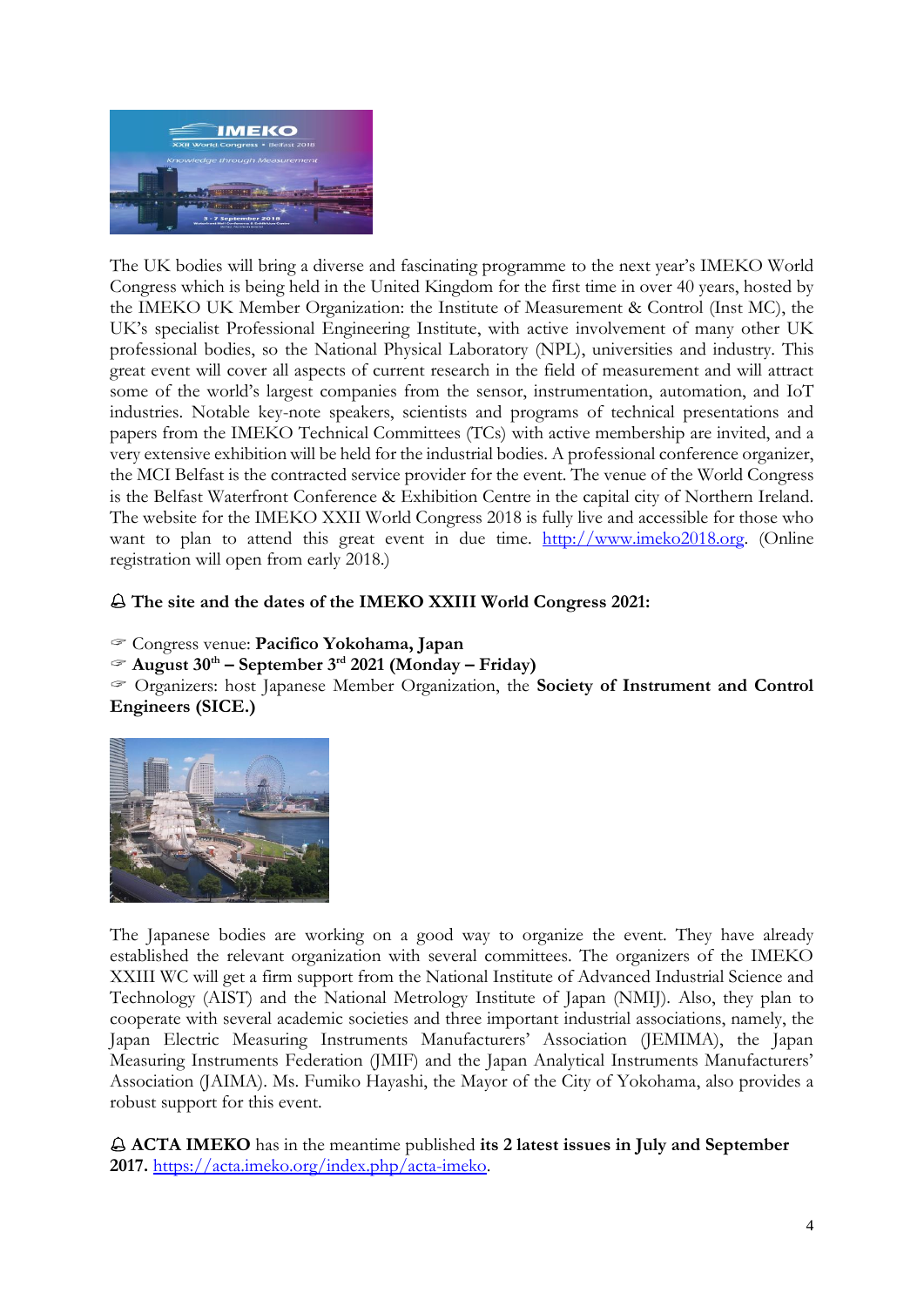The UK bodies will bring a diverse and fascinating programme to the next year's IMEKO World Congress which is being held in the United Kingdom for the first time in over 40 years, hosted by the IMEKO UK Member Organization: the Institute of Measurement & Control (Inst MC), the UK's specialist Professional Engineering Institute, with active involvement of many other UK professional bodies, so the National Physical Laboratory (NPL), universities and industry. This great event will cover all aspects of current research in the field of measurement and will attract some of the world's largest companies from the sensor, instrumentation, automation, and IoT industries. Notable key-note speakers, scientists and programs of technical presentations and papers from the IMEKO Technical Committees (TCs) with active membership are invited, and a very extensive exhibition will be held for the industrial bodies. A professional conference organizer, the MCI Belfast is the contracted service provider for the event. The venue of the World Congress is the Belfast Waterfront Conference & Exhibition Centre in the capital city of Northern Ireland. The website for the IMEKO XXII World Congress 2018 is fully live and accessible for those who want to plan to attend this great event in due time. http://www.imeko2018.org. (Online registration will open from early 2018.)

🕭 **The site and the dates of the IMEKO XXIII World Congress 2021:**

☞ Congress venue: **Pacifico Yokohama, Japan**
☞ **August 30th – September 3rd 2021 (Monday – Friday)**
☞ Organizers: host Japanese Member Organization, the **Society of Instrument and Control Engineers (SICE.)**

The Japanese bodies are working on a good way to organize the event. They have already established the relevant organization with several committees. The organizers of the IMEKO XXIII WC will get a firm support from the National Institute of Advanced Industrial Science and Technology (AIST) and the National Metrology Institute of Japan (NMIJ). Also, they plan to cooperate with several academic societies and three important industrial associations, namely, the Japan Electric Measuring Instruments Manufacturers' Association (JEMIMA), the Japan Measuring Instruments Federation (JMIF) and the Japan Analytical Instruments Manufacturers' Association (JAIMA). Ms. Fumiko Hayashi, the Mayor of the City of Yokohama, also provides a robust support for this event.

🕭 **ACTA IMEKO** has in the meantime published **its 2 latest issues in July and September 2017.** https://acta.imeko.org/index.php/acta-imeko.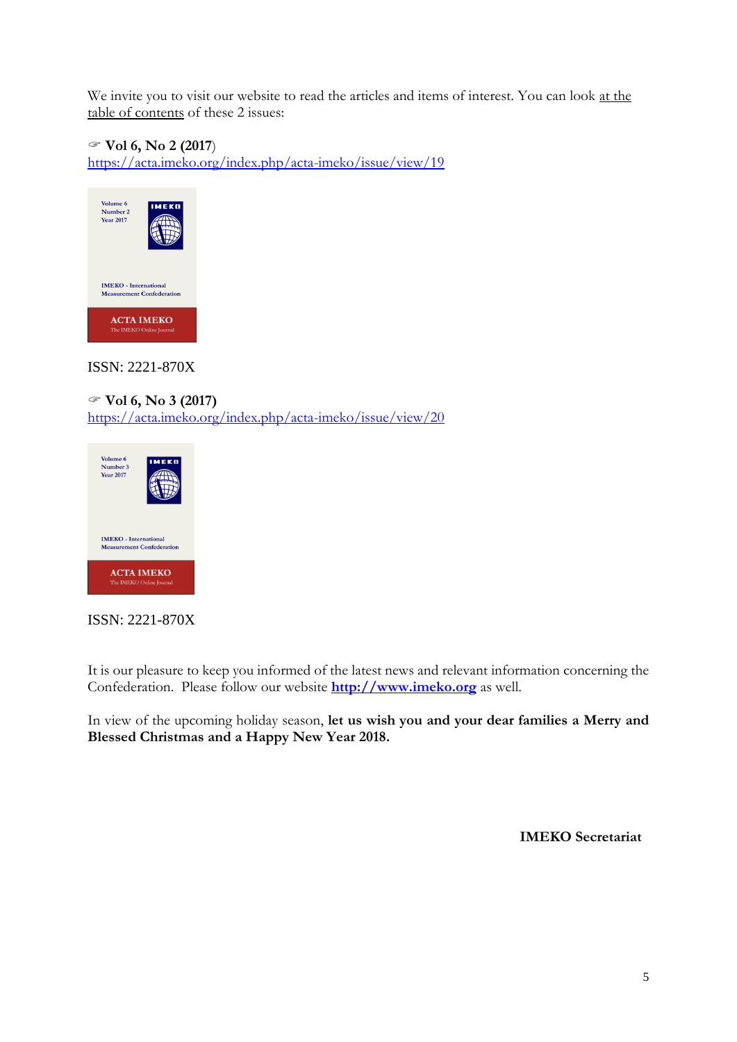We invite you to visit our website to read the articles and items of interest. You can look at the table of contents of these 2 issues:

☞ **Vol 6, No 2 (2017)**
https://acta.imeko.org/index.php/acta-imeko/issue/view/19

ISSN: 2221-870X

☞ **Vol 6, No 3 (2017)**
https://acta.imeko.org/index.php/acta-imeko/issue/view/20

ISSN: 2221-870X

It is our pleasure to keep you informed of the latest news and relevant information concerning the Confederation. Please follow our website **http://www.imeko.org** as well.

In view of the upcoming holiday season, **let us wish you and your dear families a Merry and Blessed Christmas and a Happy New Year 2018.**

**IMEKO Secretariat**